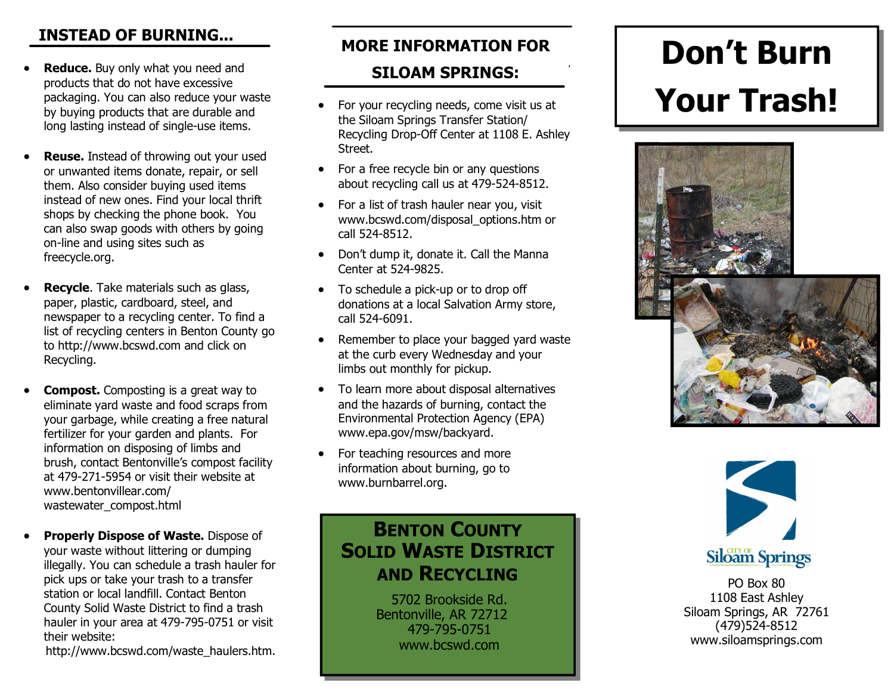## INSTEAD OF BURNING...

- **Reduce.** Buy only what you need and products that do not have excessive packaging. You can also reduce your waste by buying products that are durable and long lasting instead of single-use items.
- **Reuse.** Instead of throwing out your used or unwanted items donate, repair, or sell them. Also consider buying used items instead of new ones. Find your local thrift shops by checking the phone book. You can also swap goods with others by going on-line and using sites such as freecycle.org.
- **Recycle**. Take materials such as glass, paper, plastic, cardboard, steel, and newspaper to a recycling center. To find a list of recycling centers in Benton County go to http://www.bcswd.com and click on Recycling.
- **Compost.** Composting is a great way to eliminate yard waste and food scraps from your garbage, while creating a free natural fertilizer for your garden and plants. For information on disposing of limbs and brush, contact Bentonville's compost facility at 479-271-5954 or visit their website at www.bentonvillear.com/wastewater_compost.html
- **Properly Dispose of Waste.** Dispose of your waste without littering or dumping illegally. You can schedule a trash hauler for pick ups or take your trash to a transfer station or local landfill. Contact Benton County Solid Waste District to find a trash hauler in your area at 479-795-0751 or visit their website: http://www.bcswd.com/waste_haulers.htm.

## MORE INFORMATION FOR SILOAM SPRINGS:

- For your recycling needs, come visit us at the Siloam Springs Transfer Station/ Recycling Drop-Off Center at 1108 E. Ashley Street.
- For a free recycle bin or any questions about recycling call us at 479-524-8512.
- For a list of trash hauler near you, visit www.bcswd.com/disposal_options.htm or call 524-8512.
- Don't dump it, donate it. Call the Manna Center at 524-9825.
- To schedule a pick-up or to drop off donations at a local Salvation Army store, call 524-6091.
- Remember to place your bagged yard waste at the curb every Wednesday and your limbs out monthly for pickup.
- To learn more about disposal alternatives and the hazards of burning, contact the Environmental Protection Agency (EPA) www.epa.gov/msw/backyard.
- For teaching resources and more information about burning, go to www.burnbarrel.org.

**BENTON COUNTY SOLID WASTE DISTRICT AND RECYCLING**

5702 Brookside Rd.
Bentonville, AR 72712
479-795-0751
www.bcswd.com

# Don't Burn Your Trash!

City of Siloam Springs

PO Box 80
1108 East Ashley
Siloam Springs, AR 72761
(479)524-8512
www.siloamsprings.com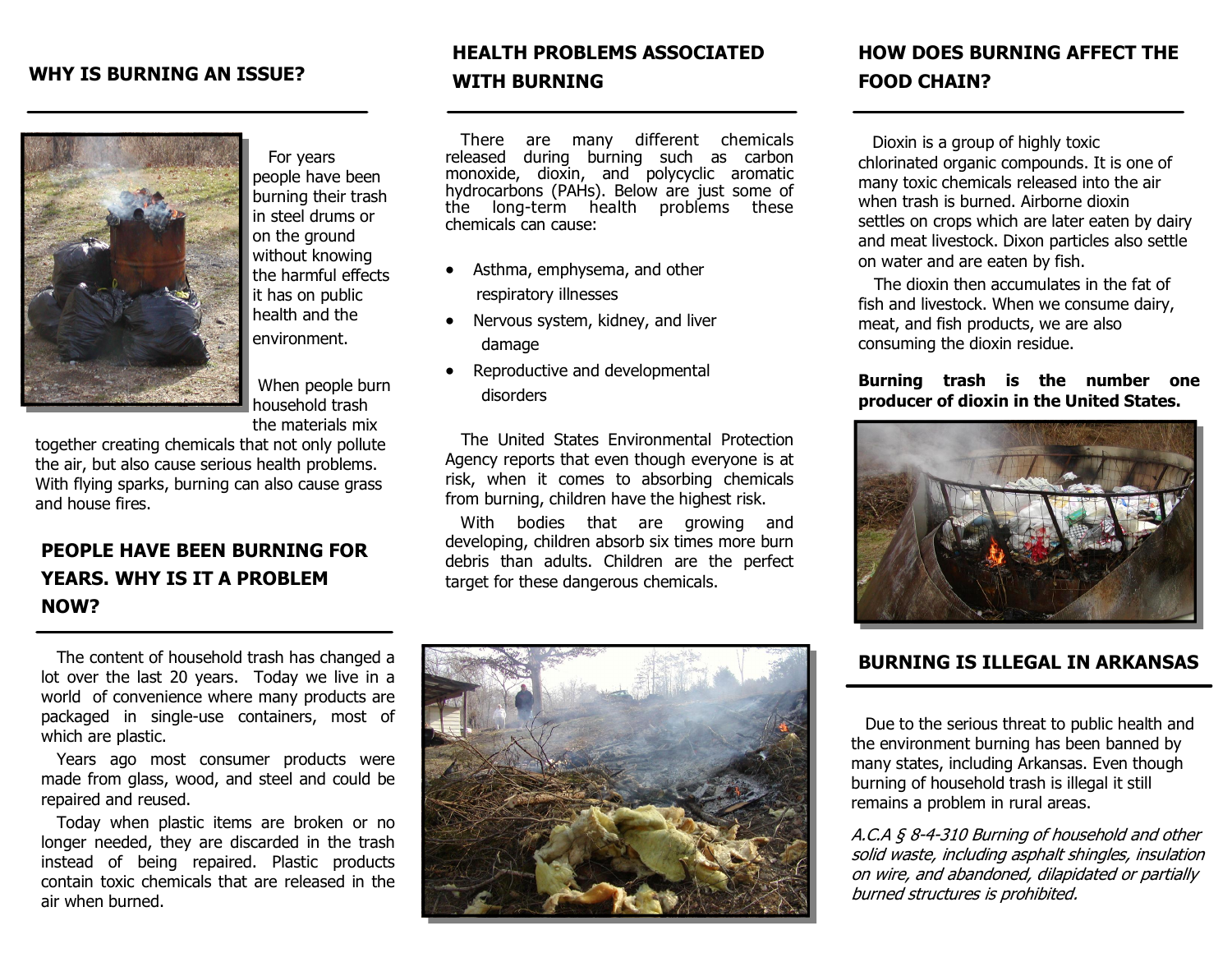## WHY IS BURNING AN ISSUE?

For years people have been burning their trash in steel drums or on the ground without knowing the harmful effects it has on public health and the environment.

When people burn household trash the materials mix together creating chemicals that not only pollute the air, but also cause serious health problems. With flying sparks, burning can also cause grass and house fires.

## PEOPLE HAVE BEEN BURNING FOR YEARS. WHY IS IT A PROBLEM NOW?

The content of household trash has changed a lot over the last 20 years. Today we live in a world of convenience where many products are packaged in single-use containers, most of which are plastic.

Years ago most consumer products were made from glass, wood, and steel and could be repaired and reused.

Today when plastic items are broken or no longer needed, they are discarded in the trash instead of being repaired. Plastic products contain toxic chemicals that are released in the air when burned.

## HEALTH PROBLEMS ASSOCIATED WITH BURNING

There are many different chemicals released during burning such as carbon monoxide, dioxin, and polycyclic aromatic hydrocarbons (PAHs). Below are just some of the long-term health problems these chemicals can cause:

- Asthma, emphysema, and other respiratory illnesses
- Nervous system, kidney, and liver damage
- Reproductive and developmental disorders

The United States Environmental Protection Agency reports that even though everyone is at risk, when it comes to absorbing chemicals from burning, children have the highest risk.

With bodies that are growing and developing, children absorb six times more burn debris than adults. Children are the perfect target for these dangerous chemicals.

## HOW DOES BURNING AFFECT THE FOOD CHAIN?

Dioxin is a group of highly toxic chlorinated organic compounds. It is one of many toxic chemicals released into the air when trash is burned. Airborne dioxin settles on crops which are later eaten by dairy and meat livestock. Dixon particles also settle on water and are eaten by fish.

The dioxin then accumulates in the fat of fish and livestock. When we consume dairy, meat, and fish products, we are also consuming the dioxin residue.

**Burning trash is the number one producer of dioxin in the United States.**

## BURNING IS ILLEGAL IN ARKANSAS

Due to the serious threat to public health and the environment burning has been banned by many states, including Arkansas. Even though burning of household trash is illegal it still remains a problem in rural areas.

*A.C.A § 8-4-310 Burning of household and other solid waste, including asphalt shingles, insulation on wire, and abandoned, dilapidated or partially burned structures is prohibited.*